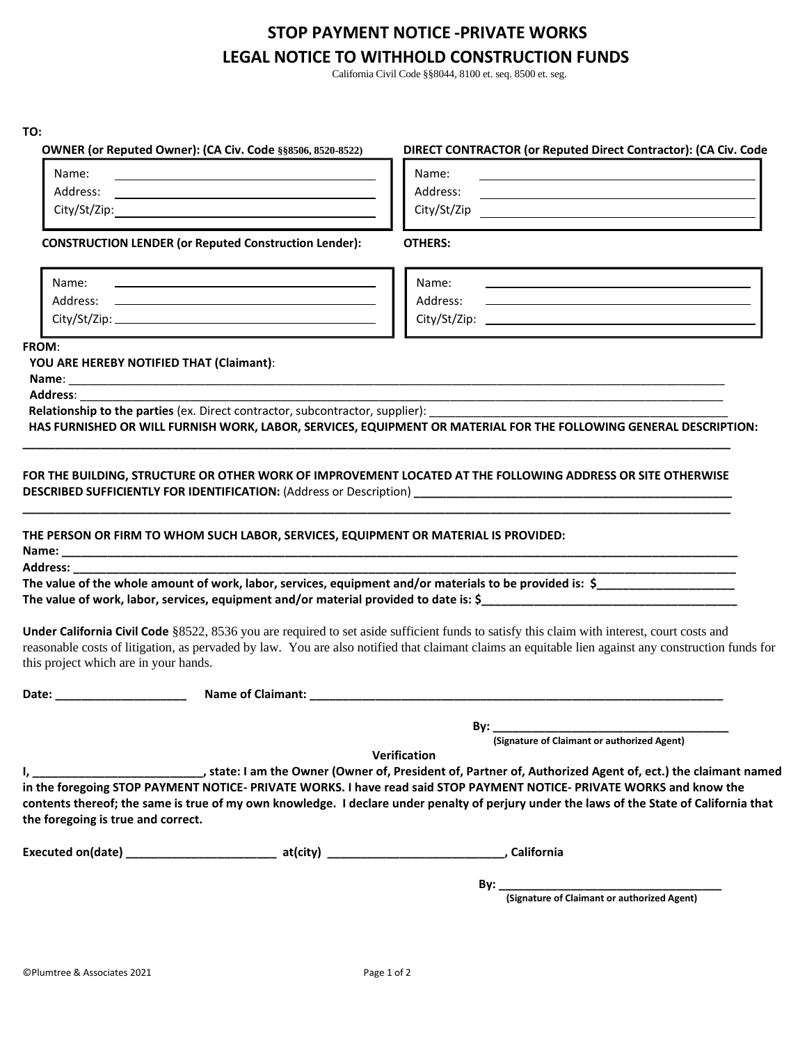# STOP PAYMENT NOTICE -PRIVATE WORKS

# LEGAL NOTICE TO WITHHOLD CONSTRUCTION FUNDS

California Civil Code §§8044, 8100 et. seq. 8500 et. seg.

**TO:**

| **OWNER (or Reputed Owner): (CA Civ. Code §§8506, 8520-8522)** | **DIRECT CONTRACTOR (or Reputed Direct Contractor): (CA Civ. Code** |
|---|---|
| Name: | Name: |
| Address: | Address: |
| City/St/Zip: | City/St/Zip |

| **CONSTRUCTION LENDER (or Reputed Construction Lender):** | **OTHERS:** |
|---|---|
| Name: | Name: |
| Address: | Address: |
| City/St/Zip: | City/St/Zip: |

**FROM**:

**YOU ARE HEREBY NOTIFIED THAT (Claimant)**:

**Name**: ______________________________________________

**Address**: ______________________________________________

**Relationship to the parties** (ex. Direct contractor, subcontractor, supplier): ______________________________

**HAS FURNISHED OR WILL FURNISH WORK, LABOR, SERVICES, EQUIPMENT OR MATERIAL FOR THE FOLLOWING GENERAL DESCRIPTION:**

______________________________________________

**FOR THE BUILDING, STRUCTURE OR OTHER WORK OF IMPROVEMENT LOCATED AT THE FOLLOWING ADDRESS OR SITE OTHERWISE DESCRIBED SUFFICIENTLY FOR IDENTIFICATION:** (Address or Description) ______________________________

______________________________________________

**THE PERSON OR FIRM TO WHOM SUCH LABOR, SERVICES, EQUIPMENT OR MATERIAL IS PROVIDED:**

**Name: ______________________________________________**

**Address: ______________________________________________**

**The value of the whole amount of work, labor, services, equipment and/or materials to be provided is: $____________________**

**The value of work, labor, services, equipment and/or material provided to date is: $______________________________**

**Under California Civil Code** §8522, 8536 you are required to set aside sufficient funds to satisfy this claim with interest, court costs and reasonable costs of litigation, as pervaded by law. You are also notified that claimant claims an equitable lien against any construction funds for this project which are in your hands.

**Date: ____________________ Name of Claimant: ______________________________________________**

**By: ______________________________**
**(Signature of Claimant or authorized Agent)**

**Verification**

**I, __________________________, state: I am the Owner (Owner of, President of, Partner of, Authorized Agent of, ect.) the claimant named in the foregoing STOP PAYMENT NOTICE- PRIVATE WORKS. I have read said STOP PAYMENT NOTICE- PRIVATE WORKS and know the contents thereof; the same is true of my own knowledge. I declare under penalty of perjury under the laws of the State of California that the foregoing is true and correct.**

**Executed on(date) ______________________ at(city) __________________________, California**

**By: ______________________________**
**(Signature of Claimant or authorized Agent)**

©Plumtree & Associates 2021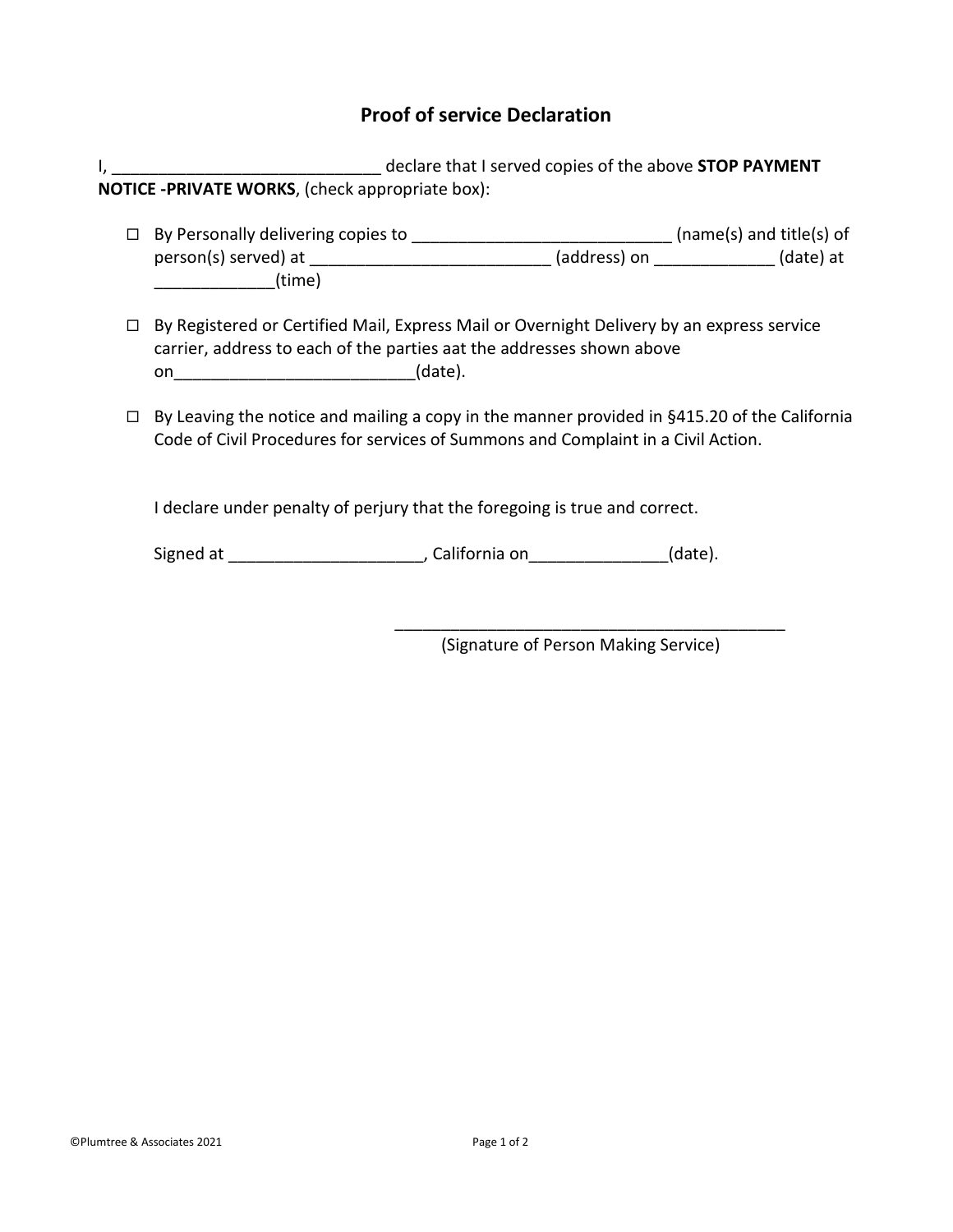## Proof of service Declaration

I, _____________________________ declare that I served copies of the above **STOP PAYMENT NOTICE -PRIVATE WORKS**, (check appropriate box):

- ☐ By Personally delivering copies to ____________________________ (name(s) and title(s) of person(s) served) at __________________________ (address) on _____________ (date) at _____________(time)

- ☐ By Registered or Certified Mail, Express Mail or Overnight Delivery by an express service carrier, address to each of the parties aat the addresses shown above on__________________________(date).

- ☐ By Leaving the notice and mailing a copy in the manner provided in §415.20 of the California Code of Civil Procedures for services of Summons and Complaint in a Civil Action.

I declare under penalty of perjury that the foregoing is true and correct.

Signed at _____________________, California on_______________(date).

___________________________________________
(Signature of Person Making Service)

©Plumtree & Associates 2021